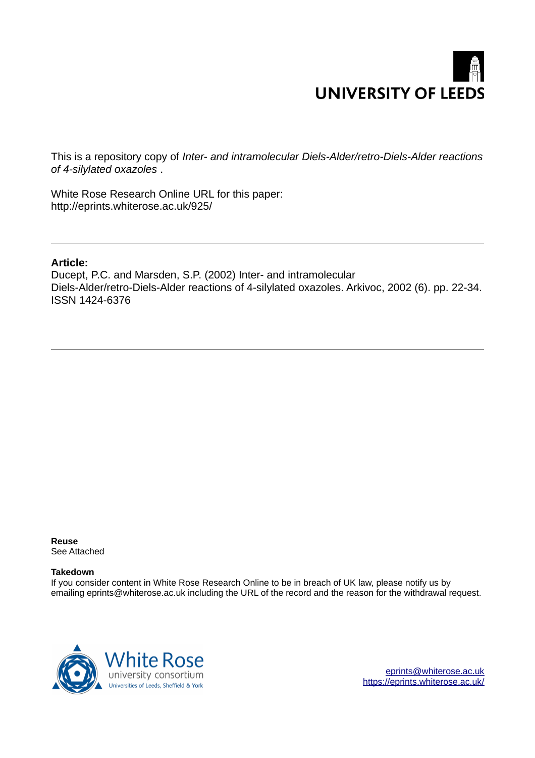UNIVERSITY OF LEEDS

This is a repository copy of *Inter- and intramolecular Diels-Alder/retro-Diels-Alder reactions of 4-silylated oxazoles* .

White Rose Research Online URL for this paper:
http://eprints.whiterose.ac.uk/925/

---

**Article:**

Ducept, P.C. and Marsden, S.P. (2002) Inter- and intramolecular Diels-Alder/retro-Diels-Alder reactions of 4-silylated oxazoles. Arkivoc, 2002 (6). pp. 22-34. ISSN 1424-6376

---

**Reuse**

See Attached

**Takedown**

If you consider content in White Rose Research Online to be in breach of UK law, please notify us by emailing eprints@whiterose.ac.uk including the URL of the record and the reason for the withdrawal request.

White Rose university consortium
Universities of Leeds, Sheffield & York

eprints@whiterose.ac.uk
https://eprints.whiterose.ac.uk/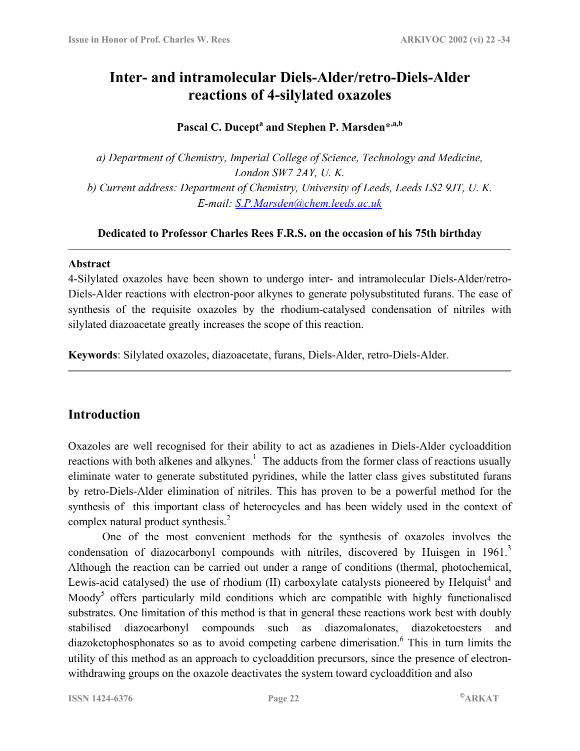# Inter- and intramolecular Diels-Alder/retro-Diels-Alder reactions of 4-silylated oxazoles

**Pascal C. Ducept[a] and Stephen P. Marsden*[,a,b]**

*a) Department of Chemistry, Imperial College of Science, Technology and Medicine, London SW7 2AY, U. K.*
*b) Current address: Department of Chemistry, University of Leeds, Leeds LS2 9JT, U. K.*
*E-mail: S.P.Marsden@chem.leeds.ac.uk*

**Dedicated to Professor Charles Rees F.R.S. on the occasion of his 75th birthday**

---

**Abstract**

4-Silylated oxazoles have been shown to undergo inter- and intramolecular Diels-Alder/retro-Diels-Alder reactions with electron-poor alkynes to generate polysubstituted furans. The ease of synthesis of the requisite oxazoles by the rhodium-catalysed condensation of nitriles with silylated diazoacetate greatly increases the scope of this reaction.

**Keywords**: Silylated oxazoles, diazoacetate, furans, Diels-Alder, retro-Diels-Alder.

---

## Introduction

Oxazoles are well recognised for their ability to act as azadienes in Diels-Alder cycloaddition reactions with both alkenes and alkynes.[1] The adducts from the former class of reactions usually eliminate water to generate substituted pyridines, while the latter class gives substituted furans by retro-Diels-Alder elimination of nitriles. This has proven to be a powerful method for the synthesis of this important class of heterocycles and has been widely used in the context of complex natural product synthesis.[2]

One of the most convenient methods for the synthesis of oxazoles involves the condensation of diazocarbonyl compounds with nitriles, discovered by Huisgen in 1961.[3] Although the reaction can be carried out under a range of conditions (thermal, photochemical, Lewis-acid catalysed) the use of rhodium (II) carboxylate catalysts pioneered by Helquist[4] and Moody[5] offers particularly mild conditions which are compatible with highly functionalised substrates. One limitation of this method is that in general these reactions work best with doubly stabilised diazocarbonyl compounds such as diazomalonates, diazoketoesters and diazoketophosphonates so as to avoid competing carbene dimerisation.[6] This in turn limits the utility of this method as an approach to cycloaddition precursors, since the presence of electron-withdrawing groups on the oxazole deactivates the system toward cycloaddition and also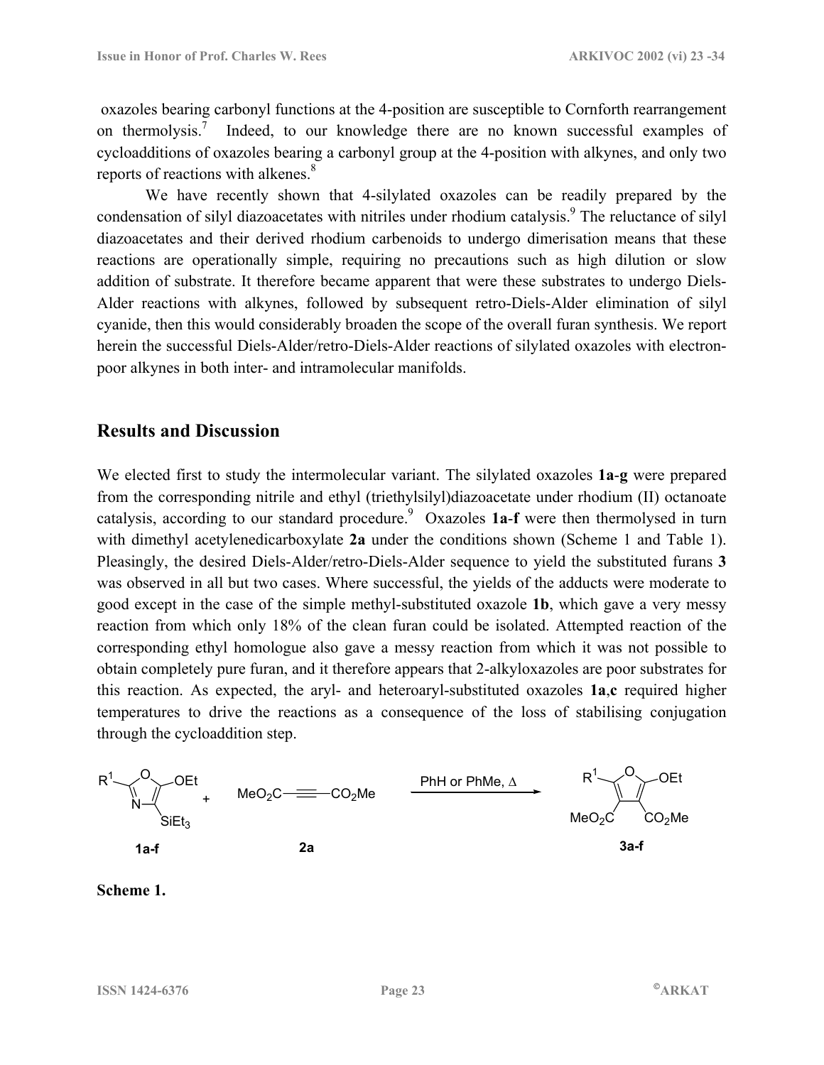oxazoles bearing carbonyl functions at the 4-position are susceptible to Cornforth rearrangement on thermolysis.[7] Indeed, to our knowledge there are no known successful examples of cycloadditions of oxazoles bearing a carbonyl group at the 4-position with alkynes, and only two reports of reactions with alkenes.[8]

We have recently shown that 4-silylated oxazoles can be readily prepared by the condensation of silyl diazoacetates with nitriles under rhodium catalysis.[9] The reluctance of silyl diazoacetates and their derived rhodium carbenoids to undergo dimerisation means that these reactions are operationally simple, requiring no precautions such as high dilution or slow addition of substrate. It therefore became apparent that were these substrates to undergo Diels-Alder reactions with alkynes, followed by subsequent retro-Diels-Alder elimination of silyl cyanide, then this would considerably broaden the scope of the overall furan synthesis. We report herein the successful Diels-Alder/retro-Diels-Alder reactions of silylated oxazoles with electron-poor alkynes in both inter- and intramolecular manifolds.

## Results and Discussion

We elected first to study the intermolecular variant. The silylated oxazoles **1a**-**g** were prepared from the corresponding nitrile and ethyl (triethylsilyl)diazoacetate under rhodium (II) octanoate catalysis, according to our standard procedure.[9] Oxazoles **1a**-**f** were then thermolysed in turn with dimethyl acetylenedicarboxylate **2a** under the conditions shown (Scheme 1 and Table 1). Pleasingly, the desired Diels-Alder/retro-Diels-Alder sequence to yield the substituted furans **3** was observed in all but two cases. Where successful, the yields of the adducts were moderate to good except in the case of the simple methyl-substituted oxazole **1b**, which gave a very messy reaction from which only 18% of the clean furan could be isolated. Attempted reaction of the corresponding ethyl homologue also gave a messy reaction from which it was not possible to obtain completely pure furan, and it therefore appears that 2-alkyloxazoles are poor substrates for this reaction. As expected, the aryl- and heteroaryl-substituted oxazoles **1a**,**c** required higher temperatures to drive the reactions as a consequence of the loss of stabilising conjugation through the cycloaddition step.

$R^1$-oxazole(OEt, $SiEt_3$) **1a-f** + $MeO_2C$—≡—$CO_2Me$ **2a** → (PhH or PhMe, Δ) → $R^1$-furan(OEt, $MeO_2C$, $CO_2Me$) **3a-f**

**Scheme 1.**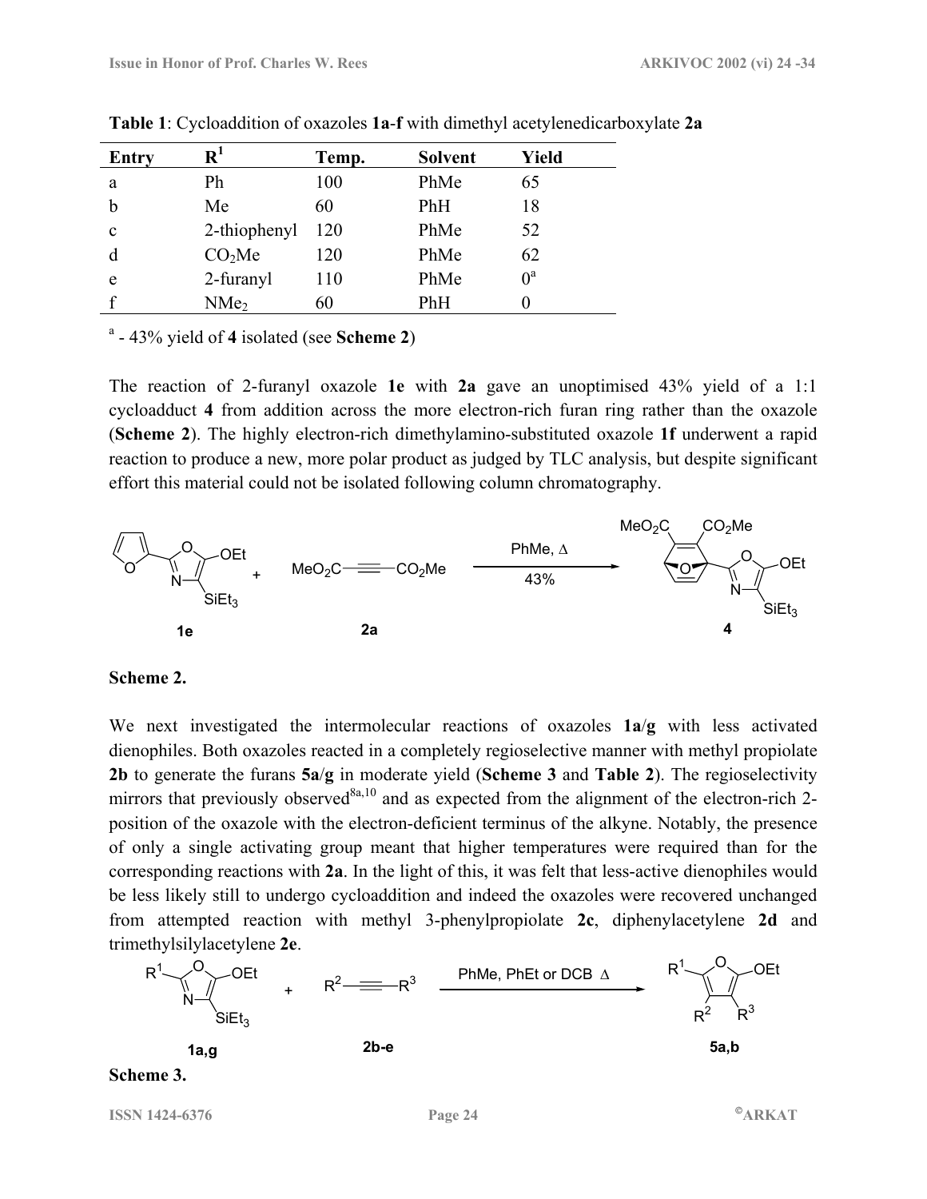**Table 1**: Cycloaddition of oxazoles **1a**-**f** with dimethyl acetylenedicarboxylate **2a**

| Entry | $R^1$ | Temp. | Solvent | Yield |
|---|---|---|---|---|
| a | Ph | 100 | PhMe | 65 |
| b | Me | 60 | PhH | 18 |
| c | 2-thiophenyl | 120 | PhMe | 52 |
| d | $CO_2Me$ | 120 | PhMe | 62 |
| e | 2-furanyl | 110 | PhMe | 0[a] |
| f | $NMe_2$ | 60 | PhH | 0 |

[a] - 43% yield of **4** isolated (see **Scheme 2**)

The reaction of 2-furanyl oxazole **1e** with **2a** gave an unoptimised 43% yield of a 1:1 cycloadduct **4** from addition across the more electron-rich furan ring rather than the oxazole (**Scheme 2**). The highly electron-rich dimethylamino-substituted oxazole **1f** underwent a rapid reaction to produce a new, more polar product as judged by TLC analysis, but despite significant effort this material could not be isolated following column chromatography.

**Scheme 2.**

We next investigated the intermolecular reactions of oxazoles **1a**/**g** with less activated dienophiles. Both oxazoles reacted in a completely regioselective manner with methyl propiolate **2b** to generate the furans **5a**/**g** in moderate yield (**Scheme 3** and **Table 2**). The regioselectivity mirrors that previously observed[8a,10] and as expected from the alignment of the electron-rich 2-position of the oxazole with the electron-deficient terminus of the alkyne. Notably, the presence of only a single activating group meant that higher temperatures were required than for the corresponding reactions with **2a**. In the light of this, it was felt that less-active dienophiles would be less likely still to undergo cycloaddition and indeed the oxazoles were recovered unchanged from attempted reaction with methyl 3-phenylpropiolate **2c**, diphenylacetylene **2d** and trimethylsilylacetylene **2e**.

**Scheme 3.**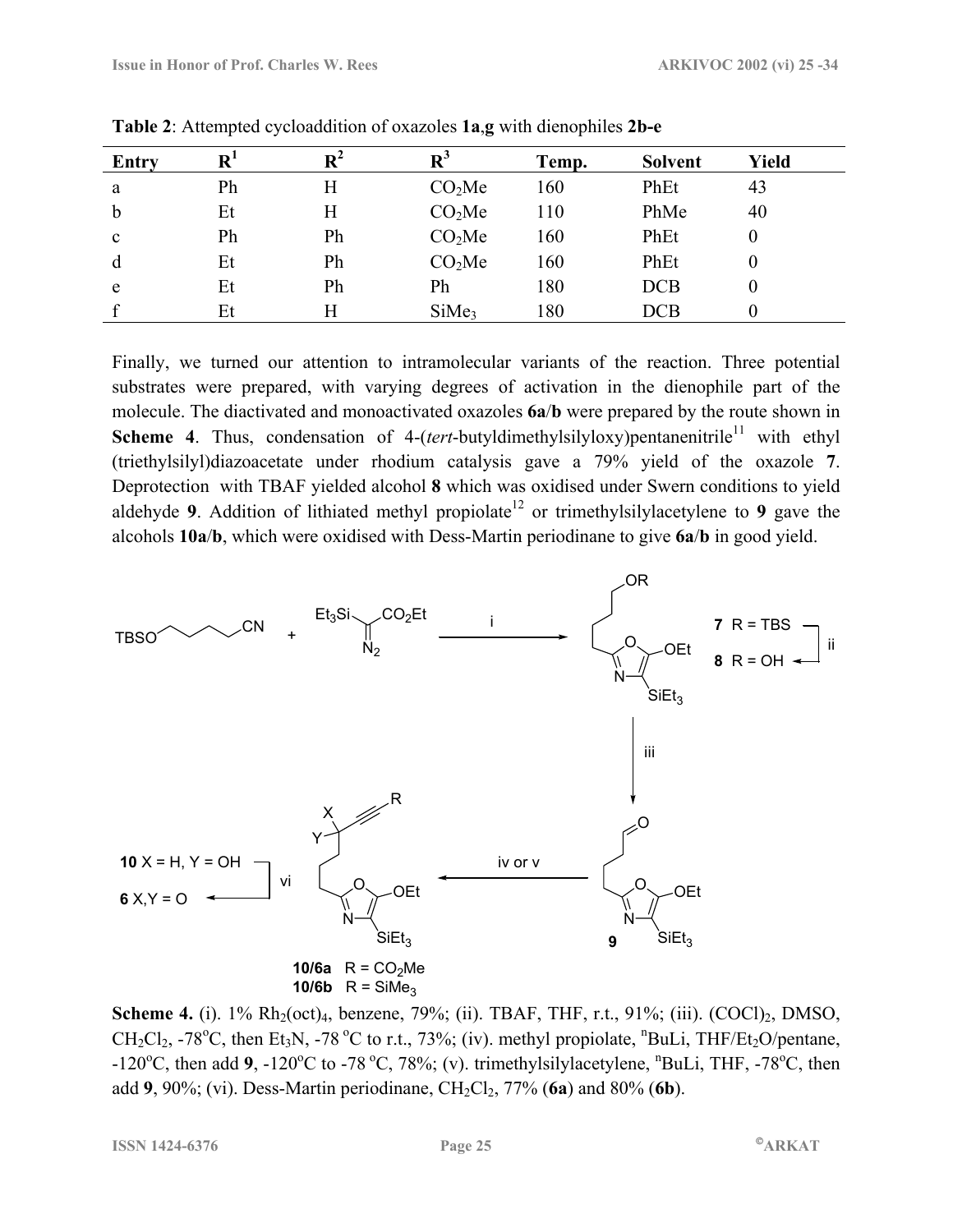**Table 2**: Attempted cycloaddition of oxazoles **1a**,**g** with dienophiles **2b-e**

| Entry | $R^1$ | $R^2$ | $R^3$ | Temp. | Solvent | Yield |
|---|---|---|---|---|---|---|
| a | Ph | H | $CO_2Me$ | 160 | PhEt | 43 |
| b | Et | H | $CO_2Me$ | 110 | PhMe | 40 |
| c | Ph | Ph | $CO_2Me$ | 160 | PhEt | 0 |
| d | Et | Ph | $CO_2Me$ | 160 | PhEt | 0 |
| e | Et | Ph | Ph | 180 | DCB | 0 |
| f | Et | H | $SiMe_3$ | 180 | DCB | 0 |

Finally, we turned our attention to intramolecular variants of the reaction. Three potential substrates were prepared, with varying degrees of activation in the dienophile part of the molecule. The diactivated and monoactivated oxazoles **6a**/**b** were prepared by the route shown in **Scheme 4**. Thus, condensation of 4-(*tert*-butyldimethylsilyloxy)pentanenitrile[11] with ethyl (triethylsilyl)diazoacetate under rhodium catalysis gave a 79% yield of the oxazole **7**. Deprotection with TBAF yielded alcohol **8** which was oxidised under Swern conditions to yield aldehyde **9**. Addition of lithiated methyl propiolate[12] or trimethylsilylacetylene to **9** gave the alcohols **10a**/**b**, which were oxidised with Dess-Martin periodinane to give **6a**/**b** in good yield.

**Scheme 4.** (i). 1% $Rh_2(oct)_4$, benzene, 79%; (ii). TBAF, THF, r.t., 91%; (iii). $(COCl)_2$, DMSO, $CH_2Cl_2$, -78°C, then $Et_3N$, -78 °C to r.t., 73%; (iv). methyl propiolate, $^n$BuLi, THF/$Et_2O$/pentane, -120°C, then add **9**, -120°C to -78 °C, 78%; (v). trimethylsilylacetylene, $^n$BuLi, THF, -78°C, then add **9**, 90%; (vi). Dess-Martin periodinane, $CH_2Cl_2$, 77% (**6a**) and 80% (**6b**).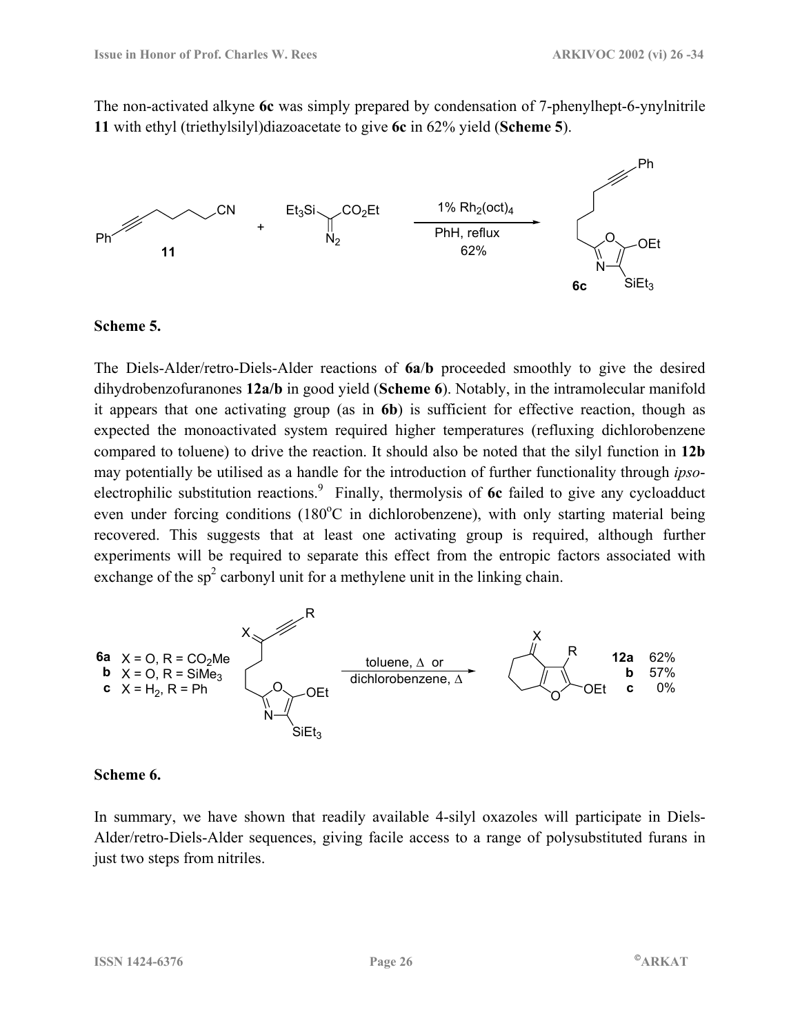The non-activated alkyne **6c** was simply prepared by condensation of 7-phenylhept-6-ynylnitrile **11** with ethyl (triethylsilyl)diazoacetate to give **6c** in 62% yield (**Scheme 5**).

**Scheme 5.**

The Diels-Alder/retro-Diels-Alder reactions of **6a**/**b** proceeded smoothly to give the desired dihydrobenzofuranones **12a/b** in good yield (**Scheme 6**). Notably, in the intramolecular manifold it appears that one activating group (as in **6b**) is sufficient for effective reaction, though as expected the monoactivated system required higher temperatures (refluxing dichlorobenzene compared to toluene) to drive the reaction. It should also be noted that the silyl function in **12b** may potentially be utilised as a handle for the introduction of further functionality through *ipso*-electrophilic substitution reactions.[9] Finally, thermolysis of **6c** failed to give any cycloadduct even under forcing conditions (180$^{o}$C in dichlorobenzene), with only starting material being recovered. This suggests that at least one activating group is required, although further experiments will be required to separate this effect from the entropic factors associated with exchange of the $sp^2$ carbonyl unit for a methylene unit in the linking chain.

**Scheme 6.**

In summary, we have shown that readily available 4-silyl oxazoles will participate in Diels-Alder/retro-Diels-Alder sequences, giving facile access to a range of polysubstituted furans in just two steps from nitriles.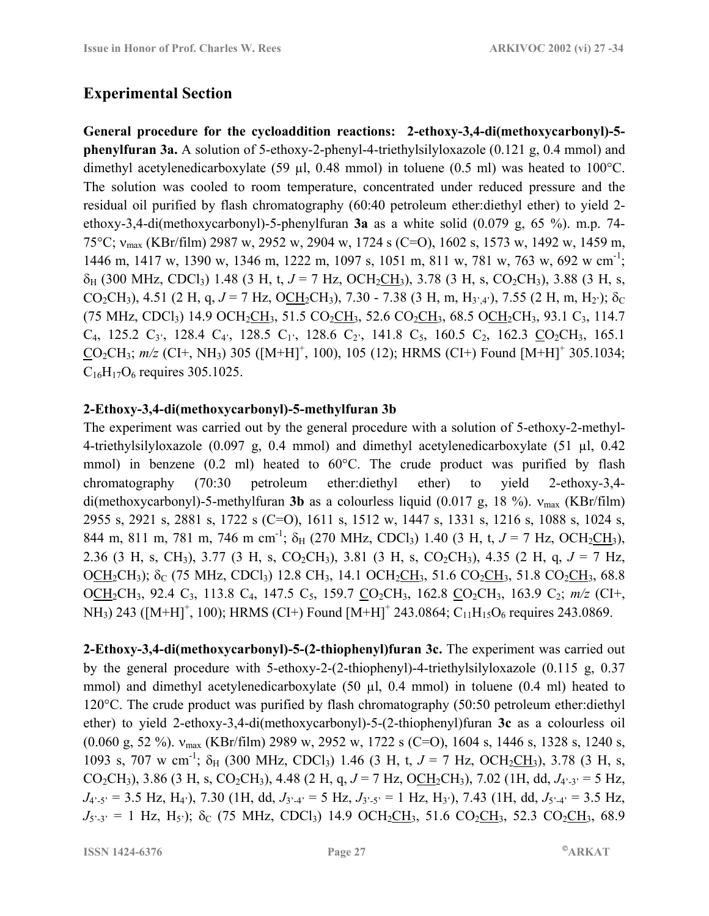## Experimental Section

**General procedure for the cycloaddition reactions: 2-ethoxy-3,4-di(methoxycarbonyl)-5-phenylfuran 3a.** A solution of 5-ethoxy-2-phenyl-4-triethylsilyloxazole (0.121 g, 0.4 mmol) and dimethyl acetylenedicarboxylate (59 µl, 0.48 mmol) in toluene (0.5 ml) was heated to 100°C. The solution was cooled to room temperature, concentrated under reduced pressure and the residual oil purified by flash chromatography (60:40 petroleum ether:diethyl ether) to yield 2-ethoxy-3,4-di(methoxycarbonyl)-5-phenylfuran **3a** as a white solid (0.079 g, 65 %). m.p. 74-75°C; $\nu_{max}$ (KBr/film) 2987 w, 2952 w, 2904 w, 1724 s (C=O), 1602 s, 1573 w, 1492 w, 1459 m, 1446 m, 1417 w, 1390 w, 1346 m, 1222 m, 1097 s, 1051 m, 811 w, 781 w, 763 w, 692 w cm$^{-1}$; $\delta_H$ (300 MHz, $CDCl_3$) 1.48 (3 H, t, $J$ = 7 Hz, $OCH_2\underline{CH_3}$), 3.78 (3 H, s, $CO_2CH_3$), 3.88 (3 H, s, $CO_2CH_3$), 4.51 (2 H, q, $J$ = 7 Hz, $O\underline{CH_2}CH_3$), 7.30 - 7.38 (3 H, m, $H_{3',4'}$), 7.55 (2 H, m, $H_{2'}$); $\delta_C$ (75 MHz, $CDCl_3$) 14.9 $OCH_2\underline{CH_3}$, 51.5 $CO_2\underline{CH_3}$, 52.6 $CO_2\underline{CH_3}$, 68.5 $O\underline{CH_2}CH_3$, 93.1 $C_3$, 114.7 $C_4$, 125.2 $C_{3'}$, 128.4 $C_{4'}$, 128.5 $C_{1'}$, 128.6 $C_{2'}$, 141.8 $C_5$, 160.5 $C_2$, 162.3 $\underline{C}O_2CH_3$, 165.1 $\underline{C}O_2CH_3$; $m/z$ (CI+, $NH_3$) 305 ($[M+H]^+$, 100), 105 (12); HRMS (CI+) Found $[M+H]^+$ 305.1034; $C_{16}H_{17}O_6$ requires 305.1025.

**2-Ethoxy-3,4-di(methoxycarbonyl)-5-methylfuran 3b**

The experiment was carried out by the general procedure with a solution of 5-ethoxy-2-methyl-4-triethylsilyloxazole (0.097 g, 0.4 mmol) and dimethyl acetylenedicarboxylate (51 µl, 0.42 mmol) in benzene (0.2 ml) heated to 60°C. The crude product was purified by flash chromatography (70:30 petroleum ether:diethyl ether) to yield 2-ethoxy-3,4-di(methoxycarbonyl)-5-methylfuran **3b** as a colourless liquid (0.017 g, 18 %). $\nu_{max}$ (KBr/film) 2955 s, 2921 s, 2881 s, 1722 s (C=O), 1611 s, 1512 w, 1447 s, 1331 s, 1216 s, 1088 s, 1024 s, 844 m, 811 m, 781 m, 746 m cm$^{-1}$; $\delta_H$ (270 MHz, $CDCl_3$) 1.40 (3 H, t, $J$ = 7 Hz, $OCH_2\underline{CH_3}$), 2.36 (3 H, s, $CH_3$), 3.77 (3 H, s, $CO_2CH_3$), 3.81 (3 H, s, $CO_2CH_3$), 4.35 (2 H, q, $J$ = 7 Hz, $O\underline{CH_2}CH_3$); $\delta_C$ (75 MHz, $CDCl_3$) 12.8 $CH_3$, 14.1 $OCH_2\underline{CH_3}$, 51.6 $CO_2\underline{CH_3}$, 51.8 $CO_2\underline{CH_3}$, 68.8 $O\underline{CH_2}CH_3$, 92.4 $C_3$, 113.8 $C_4$, 147.5 $C_5$, 159.7 $\underline{C}O_2CH_3$, 162.8 $\underline{C}O_2CH_3$, 163.9 $C_2$; $m/z$ (CI+, $NH_3$) 243 ($[M+H]^+$, 100); HRMS (CI+) Found $[M+H]^+$ 243.0864; $C_{11}H_{15}O_6$ requires 243.0869.

**2-Ethoxy-3,4-di(methoxycarbonyl)-5-(2-thiophenyl)furan 3c.** The experiment was carried out by the general procedure with 5-ethoxy-2-(2-thiophenyl)-4-triethylsilyloxazole (0.115 g, 0.37 mmol) and dimethyl acetylenedicarboxylate (50 µl, 0.4 mmol) in toluene (0.4 ml) heated to 120°C. The crude product was purified by flash chromatography (50:50 petroleum ether:diethyl ether) to yield 2-ethoxy-3,4-di(methoxycarbonyl)-5-(2-thiophenyl)furan **3c** as a colourless oil (0.060 g, 52 %). $\nu_{max}$ (KBr/film) 2989 w, 2952 w, 1722 s (C=O), 1604 s, 1446 s, 1328 s, 1240 s, 1093 s, 707 w cm$^{-1}$; $\delta_H$ (300 MHz, $CDCl_3$) 1.46 (3 H, t, $J$ = 7 Hz, $OCH_2\underline{CH_3}$), 3.78 (3 H, s, $CO_2CH_3$), 3.86 (3 H, s, $CO_2CH_3$), 4.48 (2 H, q, $J$ = 7 Hz, $O\underline{CH_2}CH_3$), 7.02 (1H, dd, $J_{4'-3'}$ = 5 Hz, $J_{4'-5'}$ = 3.5 Hz, $H_{4'}$), 7.30 (1H, dd, $J_{3'-4'}$ = 5 Hz, $J_{3'-5'}$ = 1 Hz, $H_{3'}$), 7.43 (1H, dd, $J_{5'-4'}$ = 3.5 Hz, $J_{5'-3'}$ = 1 Hz, $H_{5'}$); $\delta_C$ (75 MHz, $CDCl_3$) 14.9 $OCH_2\underline{CH_3}$, 51.6 $CO_2\underline{CH_3}$, 52.3 $CO_2\underline{CH_3}$, 68.9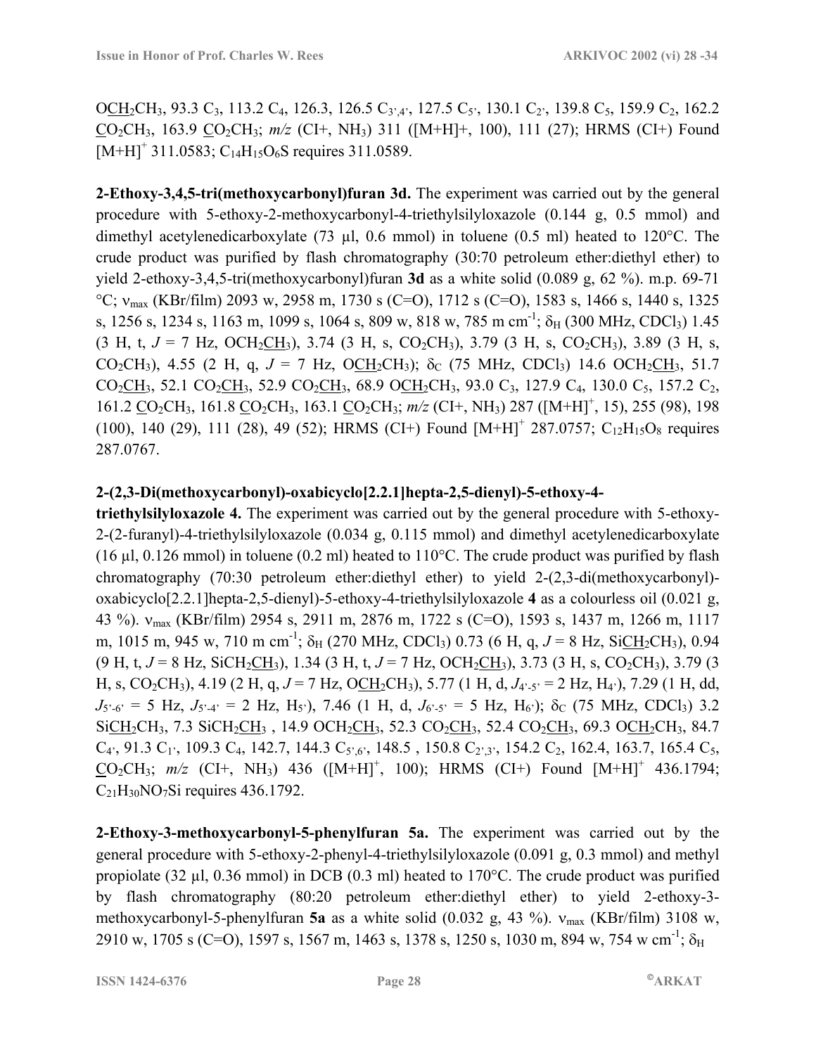O$CH_2$$CH_3$, 93.3 $C_3$, 113.2 $C_4$, 126.3, 126.5 $C_{3',4'}$, 127.5 $C_{5'}$, 130.1 $C_{2'}$, 139.8 $C_5$, 159.9 $C_2$, 162.2 $CO_2CH_3$, 163.9 $CO_2CH_3$; *m/z* (CI+, $NH_3$) 311 ([M+H]+, 100), 111 (27); HRMS (CI+) Found $[M+H]^+$ 311.0583; $C_{14}H_{15}O_6S$ requires 311.0589.

**2-Ethoxy-3,4,5-tri(methoxycarbonyl)furan 3d.** The experiment was carried out by the general procedure with 5-ethoxy-2-methoxycarbonyl-4-triethylsilyloxazole (0.144 g, 0.5 mmol) and dimethyl acetylenedicarboxylate (73 µl, 0.6 mmol) in toluene (0.5 ml) heated to 120°C. The crude product was purified by flash chromatography (30:70 petroleum ether:diethyl ether) to yield 2-ethoxy-3,4,5-tri(methoxycarbonyl)furan **3d** as a white solid (0.089 g, 62 %). m.p. 69-71 °C; $\nu_{max}$ (KBr/film) 2093 w, 2958 m, 1730 s (C=O), 1712 s (C=O), 1583 s, 1466 s, 1440 s, 1325 s, 1256 s, 1234 s, 1163 m, 1099 s, 1064 s, 809 w, 818 w, 785 m cm$^{-1}$; $\delta_H$ (300 MHz, $CDCl_3$) 1.45 (3 H, t, *J* = 7 Hz, $OCH_2CH_3$), 3.74 (3 H, s, $CO_2CH_3$), 3.79 (3 H, s, $CO_2CH_3$), 3.89 (3 H, s, $CO_2CH_3$), 4.55 (2 H, q, *J* = 7 Hz, $OCH_2CH_3$); $\delta_C$ (75 MHz, $CDCl_3$) 14.6 $OCH_2CH_3$, 51.7 $CO_2CH_3$, 52.1 $CO_2CH_3$, 52.9 $CO_2CH_3$, 68.9 $OCH_2CH_3$, 93.0 $C_3$, 127.9 $C_4$, 130.0 $C_5$, 157.2 $C_2$, 161.2 $CO_2CH_3$, 161.8 $CO_2CH_3$, 163.1 $CO_2CH_3$; *m/z* (CI+, $NH_3$) 287 ($[M+H]^+$, 15), 255 (98), 198 (100), 140 (29), 111 (28), 49 (52); HRMS (CI+) Found $[M+H]^+$ 287.0757; $C_{12}H_{15}O_8$ requires 287.0767.

**2-(2,3-Di(methoxycarbonyl)-oxabicyclo[2.2.1]hepta-2,5-dienyl)-5-ethoxy-4-triethylsilyloxazole 4.** The experiment was carried out by the general procedure with 5-ethoxy-2-(2-furanyl)-4-triethylsilyloxazole (0.034 g, 0.115 mmol) and dimethyl acetylenedicarboxylate (16 µl, 0.126 mmol) in toluene (0.2 ml) heated to 110°C. The crude product was purified by flash chromatography (70:30 petroleum ether:diethyl ether) to yield 2-(2,3-di(methoxycarbonyl)-oxabicyclo[2.2.1]hepta-2,5-dienyl)-5-ethoxy-4-triethylsilyloxazole **4** as a colourless oil (0.021 g, 43 %). $\nu_{max}$ (KBr/film) 2954 s, 2911 m, 2876 m, 1722 s (C=O), 1593 s, 1437 m, 1266 m, 1117 m, 1015 m, 945 w, 710 m cm$^{-1}$; $\delta_H$ (270 MHz, $CDCl_3$) 0.73 (6 H, q, *J* = 8 Hz, $SiCH_2CH_3$), 0.94 (9 H, t, *J* = 8 Hz, $SiCH_2CH_3$), 1.34 (3 H, t, *J* = 7 Hz, $OCH_2CH_3$), 3.73 (3 H, s, $CO_2CH_3$), 3.79 (3 H, s, $CO_2CH_3$), 4.19 (2 H, q, *J* = 7 Hz, $OCH_2CH_3$), 5.77 (1 H, d, $J_{4'-5'}$ = 2 Hz, $H_{4'}$), 7.29 (1 H, dd, $J_{5'-6'}$ = 5 Hz, $J_{5'-4'}$ = 2 Hz, $H_{5'}$), 7.46 (1 H, d, $J_{6'-5'}$ = 5 Hz, $H_{6'}$); $\delta_C$ (75 MHz, $CDCl_3$) 3.2 $SiCH_2CH_3$, 7.3 $SiCH_2CH_3$ , 14.9 $OCH_2CH_3$, 52.3 $CO_2CH_3$, 52.4 $CO_2CH_3$, 69.3 $OCH_2CH_3$, 84.7 $C_{4'}$, 91.3 $C_{1'}$, 109.3 $C_4$, 142.7, 144.3 $C_{5',6'}$, 148.5 , 150.8 $C_{2',3'}$, 154.2 $C_2$, 162.4, 163.7, 165.4 $C_5$, $CO_2CH_3$; *m/z* (CI+, $NH_3$) 436 ($[M+H]^+$, 100); HRMS (CI+) Found $[M+H]^+$ 436.1794; $C_{21}H_{30}NO_7Si$ requires 436.1792.

**2-Ethoxy-3-methoxycarbonyl-5-phenylfuran 5a.** The experiment was carried out by the general procedure with 5-ethoxy-2-phenyl-4-triethylsilyloxazole (0.091 g, 0.3 mmol) and methyl propiolate (32 µl, 0.36 mmol) in DCB (0.3 ml) heated to 170°C. The crude product was purified by flash chromatography (80:20 petroleum ether:diethyl ether) to yield 2-ethoxy-3-methoxycarbonyl-5-phenylfuran **5a** as a white solid (0.032 g, 43 %). $\nu_{max}$ (KBr/film) 3108 w, 2910 w, 1705 s (C=O), 1597 s, 1567 m, 1463 s, 1378 s, 1250 s, 1030 m, 894 w, 754 w cm$^{-1}$; $\delta_H$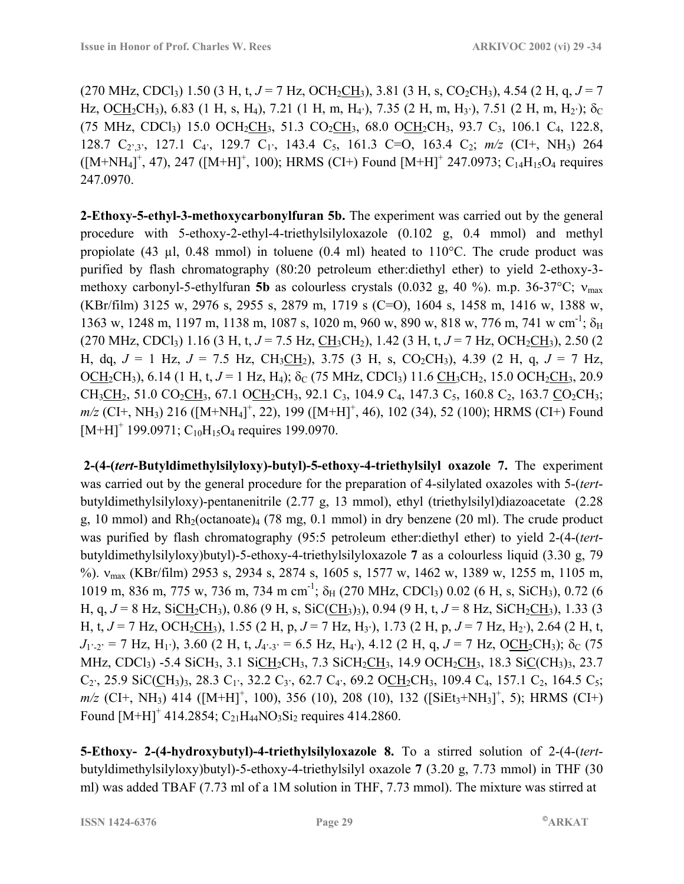(270 MHz, $CDCl_3$) 1.50 (3 H, t, *J* = 7 Hz, $OCH_2\underline{CH_3}$), 3.81 (3 H, s, $CO_2CH_3$), 4.54 (2 H, q, *J* = 7 Hz, $O\underline{CH_2}CH_3$), 6.83 (1 H, s, $H_4$), 7.21 (1 H, m, $H_{4'}$), 7.35 (2 H, m, $H_{3'}$), 7.51 (2 H, m, $H_{2'}$); $\delta_C$ (75 MHz, $CDCl_3$) 15.0 $OCH_2\underline{CH_3}$, 51.3 $CO_2\underline{CH_3}$, 68.0 $O\underline{CH_2}CH_3$, 93.7 $C_3$, 106.1 $C_4$, 122.8, 128.7 $C_{2',3'}$, 127.1 $C_{4'}$, 129.7 $C_{1'}$, 143.4 $C_5$, 161.3 C=O, 163.4 $C_2$; *m/z* (CI+, $NH_3$) 264 ($[M+NH_4]^+$, 47), 247 ($[M+H]^+$, 100); HRMS (CI+) Found $[M+H]^+$ 247.0973; $C_{14}H_{15}O_4$ requires 247.0970.

**2-Ethoxy-5-ethyl-3-methoxycarbonylfuran 5b.** The experiment was carried out by the general procedure with 5-ethoxy-2-ethyl-4-triethylsilyloxazole (0.102 g, 0.4 mmol) and methyl propiolate (43 µl, 0.48 mmol) in toluene (0.4 ml) heated to 110°C. The crude product was purified by flash chromatography (80:20 petroleum ether:diethyl ether) to yield 2-ethoxy-3-methoxy carbonyl-5-ethylfuran **5b** as colourless crystals (0.032 g, 40 %). m.p. 36-37°C; $\nu_{max}$ (KBr/film) 3125 w, 2976 s, 2955 s, 2879 m, 1719 s (C=O), 1604 s, 1458 m, 1416 w, 1388 w, 1363 w, 1248 m, 1197 m, 1138 m, 1087 s, 1020 m, 960 w, 890 w, 818 w, 776 m, 741 w $cm^{-1}$; $\delta_H$ (270 MHz, $CDCl_3$) 1.16 (3 H, t, *J* = 7.5 Hz, $\underline{CH_3}CH_2$), 1.42 (3 H, t, *J* = 7 Hz, $OCH_2\underline{CH_3}$), 2.50 (2 H, dq, *J* = 1 Hz, *J* = 7.5 Hz, $CH_3\underline{CH_2}$), 3.75 (3 H, s, $CO_2CH_3$), 4.39 (2 H, q, *J* = 7 Hz, $O\underline{CH_2}CH_3$), 6.14 (1 H, t, *J* = 1 Hz, $H_4$); $\delta_C$ (75 MHz, $CDCl_3$) 11.6 $\underline{CH_3}CH_2$, 15.0 $OCH_2\underline{CH_3}$, 20.9 $CH_3\underline{CH_2}$, 51.0 $CO_2\underline{CH_3}$, 67.1 $O\underline{CH_2}CH_3$, 92.1 $C_3$, 104.9 $C_4$, 147.3 $C_5$, 160.8 $C_2$, 163.7 $\underline{C}O_2CH_3$; *m/z* (CI+, $NH_3$) 216 ($[M+NH_4]^+$, 22), 199 ($[M+H]^+$, 46), 102 (34), 52 (100); HRMS (CI+) Found $[M+H]^+$ 199.0971; $C_{10}H_{15}O_4$ requires 199.0970.

**2-(4-(*tert*-Butyldimethylsilyloxy)-butyl)-5-ethoxy-4-triethylsilyl oxazole 7.** The experiment was carried out by the general procedure for the preparation of 4-silylated oxazoles with 5-(*tert*-butyldimethylsilyloxy)-pentanenitrile (2.77 g, 13 mmol), ethyl (triethylsilyl)diazoacetate (2.28 g, 10 mmol) and $Rh_2(octanoate)_4$ (78 mg, 0.1 mmol) in dry benzene (20 ml). The crude product was purified by flash chromatography (95:5 petroleum ether:diethyl ether) to yield 2-(4-(*tert*-butyldimethylsilyloxy)butyl)-5-ethoxy-4-triethylsilyloxazole **7** as a colourless liquid (3.30 g, 79 %). $\nu_{max}$ (KBr/film) 2953 s, 2934 s, 2874 s, 1605 s, 1577 w, 1462 w, 1389 w, 1255 m, 1105 m, 1019 m, 836 m, 775 w, 736 m, 734 m $cm^{-1}$; $\delta_H$ (270 MHz, $CDCl_3$) 0.02 (6 H, s, $SiCH_3$), 0.72 (6 H, q, *J* = 8 Hz, $Si\underline{CH_2}CH_3$), 0.86 (9 H, s, $SiC(\underline{CH_3})_3$), 0.94 (9 H, t, *J* = 8 Hz, $SiCH_2\underline{CH_3}$), 1.33 (3 H, t, *J* = 7 Hz, $OCH_2\underline{CH_3}$), 1.55 (2 H, p, *J* = 7 Hz, $H_{3'}$), 1.73 (2 H, p, *J* = 7 Hz, $H_{2'}$), 2.64 (2 H, t, $J_{1'-2'}$ = 7 Hz, $H_{1'}$), 3.60 (2 H, t, $J_{4'-3'}$ = 6.5 Hz, $H_{4'}$), 4.12 (2 H, q, *J* = 7 Hz, $O\underline{CH_2}CH_3$); $\delta_C$ (75 MHz, $CDCl_3$) -5.4 $SiCH_3$, 3.1 $Si\underline{CH_2}CH_3$, 7.3 $SiCH_2\underline{CH_3}$, 14.9 $OCH_2\underline{CH_3}$, 18.3 $Si\underline{C}(CH_3)_3$, 23.7 $C_{2'}$, 25.9 $SiC(\underline{CH_3})_3$, 28.3 $C_{1'}$, 32.2 $C_{3'}$, 62.7 $C_{4'}$, 69.2 $O\underline{CH_2}CH_3$, 109.4 $C_4$, 157.1 $C_2$, 164.5 $C_5$; *m/z* (CI+, $NH_3$) 414 ($[M+H]^+$, 100), 356 (10), 208 (10), 132 ($[SiEt_3+NH_3]^+$, 5); HRMS (CI+) Found $[M+H]^+$ 414.2854; $C_{21}H_{44}NO_3Si_2$ requires 414.2860.

**5-Ethoxy- 2-(4-hydroxybutyl)-4-triethylsilyloxazole 8.** To a stirred solution of 2-(4-(*tert*-butyldimethylsilyloxy)butyl)-5-ethoxy-4-triethylsilyl oxazole **7** (3.20 g, 7.73 mmol) in THF (30 ml) was added TBAF (7.73 ml of a 1M solution in THF, 7.73 mmol). The mixture was stirred at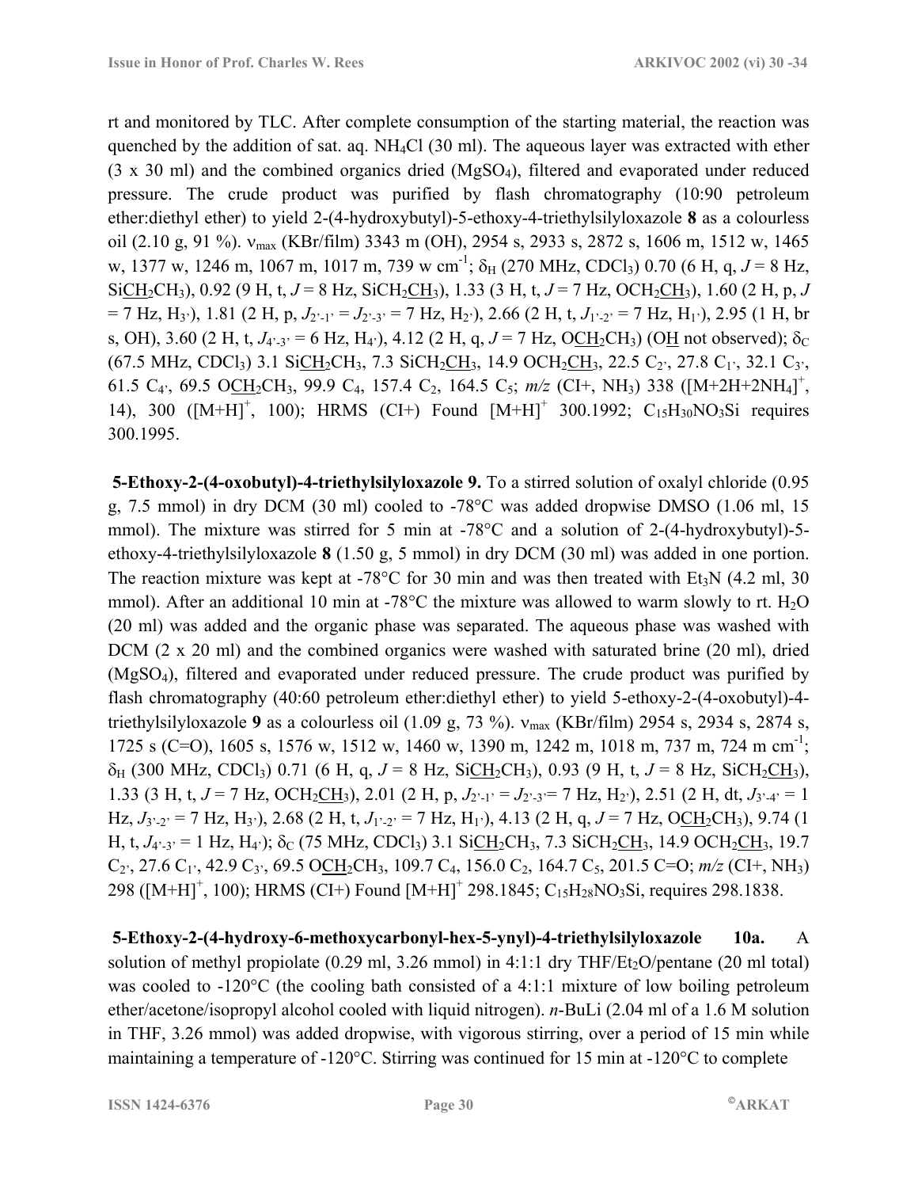rt and monitored by TLC. After complete consumption of the starting material, the reaction was quenched by the addition of sat. aq. $NH_4Cl$ (30 ml). The aqueous layer was extracted with ether (3 x 30 ml) and the combined organics dried ($MgSO_4$), filtered and evaporated under reduced pressure. The crude product was purified by flash chromatography (10:90 petroleum ether:diethyl ether) to yield 2-(4-hydroxybutyl)-5-ethoxy-4-triethylsilyloxazole **8** as a colourless oil (2.10 g, 91 %). $\nu_{max}$ (KBr/film) 3343 m (OH), 2954 s, 2933 s, 2872 s, 1606 m, 1512 w, 1465 w, 1377 w, 1246 m, 1067 m, 1017 m, 739 w $cm^{-1}$; $\delta_H$ (270 MHz, $CDCl_3$) 0.70 (6 H, q, $J$ = 8 Hz, Si$\underline{CH_2}$CH$_3$), 0.92 (9 H, t, $J$ = 8 Hz, SiCH$_2\underline{CH_3}$), 1.33 (3 H, t, $J$ = 7 Hz, OCH$_2\underline{CH_3}$), 1.60 (2 H, p, $J$ = 7 Hz, $H_{3'}$), 1.81 (2 H, p, $J_{2'-1'} = J_{2'-3'}$ = 7 Hz, $H_{2'}$), 2.66 (2 H, t, $J_{1'-2'}$ = 7 Hz, $H_{1'}$), 2.95 (1 H, br s, OH), 3.60 (2 H, t, $J_{4'-3'}$ = 6 Hz, $H_{4'}$), 4.12 (2 H, q, $J$ = 7 Hz, O$\underline{CH_2}$CH$_3$) (O$\underline{H}$ not observed); $\delta_C$ (67.5 MHz, $CDCl_3$) 3.1 Si$\underline{CH_2}$CH$_3$, 7.3 SiCH$_2\underline{CH_3}$, 14.9 OCH$_2\underline{CH_3}$, 22.5 $C_{2'}$, 27.8 $C_{1'}$, 32.1 $C_{3'}$, 61.5 $C_{4'}$, 69.5 O$\underline{CH_2}$CH$_3$, 99.9 $C_4$, 157.4 $C_2$, 164.5 $C_5$; *m/z* (CI+, $NH_3$) 338 ($[M+2H+2NH_4]^+$, 14), 300 ($[M+H]^+$, 100); HRMS (CI+) Found $[M+H]^+$ 300.1992; $C_{15}H_{30}NO_3Si$ requires 300.1995.

**5-Ethoxy-2-(4-oxobutyl)-4-triethylsilyloxazole 9.** To a stirred solution of oxalyl chloride (0.95 g, 7.5 mmol) in dry DCM (30 ml) cooled to -78°C was added dropwise DMSO (1.06 ml, 15 mmol). The mixture was stirred for 5 min at -78°C and a solution of 2-(4-hydroxybutyl)-5-ethoxy-4-triethylsilyloxazole **8** (1.50 g, 5 mmol) in dry DCM (30 ml) was added in one portion. The reaction mixture was kept at -78°C for 30 min and was then treated with $Et_3N$ (4.2 ml, 30 mmol). After an additional 10 min at -78°C the mixture was allowed to warm slowly to rt. $H_2O$ (20 ml) was added and the organic phase was separated. The aqueous phase was washed with DCM (2 x 20 ml) and the combined organics were washed with saturated brine (20 ml), dried ($MgSO_4$), filtered and evaporated under reduced pressure. The crude product was purified by flash chromatography (40:60 petroleum ether:diethyl ether) to yield 5-ethoxy-2-(4-oxobutyl)-4-triethylsilyloxazole **9** as a colourless oil (1.09 g, 73 %). $\nu_{max}$ (KBr/film) 2954 s, 2934 s, 2874 s, 1725 s (C=O), 1605 s, 1576 w, 1512 w, 1460 w, 1390 m, 1242 m, 1018 m, 737 m, 724 m $cm^{-1}$; $\delta_H$ (300 MHz, $CDCl_3$) 0.71 (6 H, q, $J$ = 8 Hz, Si$\underline{CH_2}$CH$_3$), 0.93 (9 H, t, $J$ = 8 Hz, SiCH$_2\underline{CH_3}$), 1.33 (3 H, t, $J$ = 7 Hz, OCH$_2\underline{CH_3}$), 2.01 (2 H, p, $J_{2'-1'} = J_{2'-3'}$= 7 Hz, $H_{2'}$), 2.51 (2 H, dt, $J_{3'-4'}$ = 1 Hz, $J_{3'-2'}$ = 7 Hz, $H_{3'}$), 2.68 (2 H, t, $J_{1'-2'}$ = 7 Hz, $H_{1'}$), 4.13 (2 H, q, $J$ = 7 Hz, O$\underline{CH_2}$CH$_3$), 9.74 (1 H, t, $J_{4'-3'}$ = 1 Hz, $H_{4'}$); $\delta_C$ (75 MHz, $CDCl_3$) 3.1 Si$\underline{CH_2}$CH$_3$, 7.3 SiCH$_2\underline{CH_3}$, 14.9 OCH$_2\underline{CH_3}$, 19.7 $C_{2'}$, 27.6 $C_{1'}$, 42.9 $C_{3'}$, 69.5 O$\underline{CH_2}$CH$_3$, 109.7 $C_4$, 156.0 $C_2$, 164.7 $C_5$, 201.5 C=O; *m/z* (CI+, $NH_3$) 298 ($[M+H]^+$, 100); HRMS (CI+) Found $[M+H]^+$ 298.1845; $C_{15}H_{28}NO_3Si$, requires 298.1838.

**5-Ethoxy-2-(4-hydroxy-6-methoxycarbonyl-hex-5-ynyl)-4-triethylsilyloxazole 10a.** A solution of methyl propiolate (0.29 ml, 3.26 mmol) in 4:1:1 dry THF/$Et_2O$/pentane (20 ml total) was cooled to -120°C (the cooling bath consisted of a 4:1:1 mixture of low boiling petroleum ether/acetone/isopropyl alcohol cooled with liquid nitrogen). *n*-BuLi (2.04 ml of a 1.6 M solution in THF, 3.26 mmol) was added dropwise, with vigorous stirring, over a period of 15 min while maintaining a temperature of -120°C. Stirring was continued for 15 min at -120°C to complete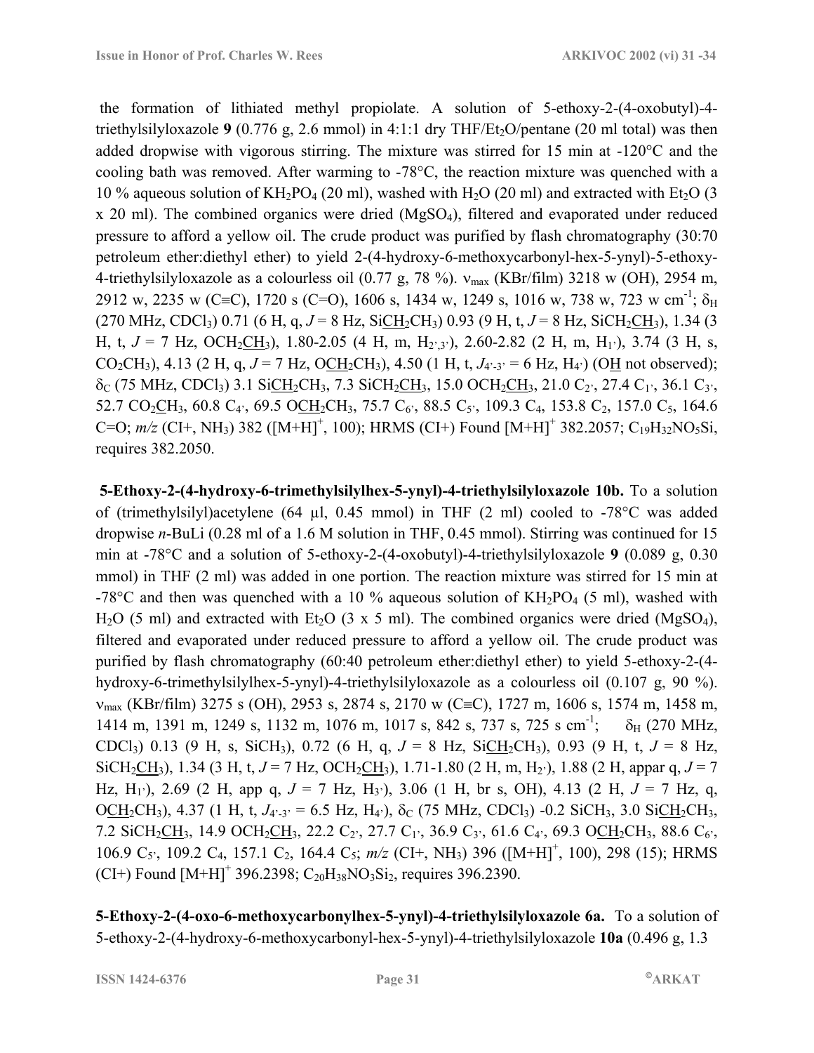the formation of lithiated methyl propiolate. A solution of 5-ethoxy-2-(4-oxobutyl)-4-triethylsilyloxazole **9** (0.776 g, 2.6 mmol) in 4:1:1 dry THF/$Et_2O$/pentane (20 ml total) was then added dropwise with vigorous stirring. The mixture was stirred for 15 min at -120°C and the cooling bath was removed. After warming to -78°C, the reaction mixture was quenched with a 10 % aqueous solution of $KH_2PO_4$ (20 ml), washed with $H_2O$ (20 ml) and extracted with $Et_2O$ (3 x 20 ml). The combined organics were dried ($MgSO_4$), filtered and evaporated under reduced pressure to afford a yellow oil. The crude product was purified by flash chromatography (30:70 petroleum ether:diethyl ether) to yield 2-(4-hydroxy-6-methoxycarbonyl-hex-5-ynyl)-5-ethoxy-4-triethylsilyloxazole as a colourless oil (0.77 g, 78 %). $\nu_{max}$ (KBr/film) 3218 w (OH), 2954 m, 2912 w, 2235 w (C≡C), 1720 s (C=O), 1606 s, 1434 w, 1249 s, 1016 w, 738 w, 723 w cm$^{-1}$; $\delta_H$ (270 MHz, $CDCl_3$) 0.71 (6 H, q, *J* = 8 Hz, Si<u>CH$_2$</u>CH$_3$) 0.93 (9 H, t, *J* = 8 Hz, SiCH$_2$<u>CH$_3$</u>), 1.34 (3 H, t, *J* = 7 Hz, OCH$_2$<u>CH$_3$</u>), 1.80-2.05 (4 H, m, $H_{2',3'}$), 2.60-2.82 (2 H, m, $H_{1'}$), 3.74 (3 H, s, $CO_2CH_3$), 4.13 (2 H, q, *J* = 7 Hz, O<u>CH$_2$</u>CH$_3$), 4.50 (1 H, t, $J_{4'-3'}$ = 6 Hz, $H_{4'}$) (O<u>H</u> not observed); $\delta_C$ (75 MHz, $CDCl_3$) 3.1 Si<u>CH$_2$</u>CH$_3$, 7.3 SiCH$_2$<u>CH$_3$</u>, 15.0 OCH$_2$<u>CH$_3$</u>, 21.0 $C_{2'}$, 27.4 $C_{1'}$, 36.1 $C_{3'}$, 52.7 CO$_2$<u>CH$_3$</u>, 60.8 $C_{4'}$, 69.5 O<u>CH$_2$</u>CH$_3$, 75.7 $C_{6'}$, 88.5 $C_{5'}$, 109.3 $C_4$, 153.8 $C_2$, 157.0 $C_5$, 164.6 C=O; *m/z* (CI+, $NH_3$) 382 ([M+H]$^+$, 100); HRMS (CI+) Found [M+H]$^+$ 382.2057; $C_{19}H_{32}NO_5Si$, requires 382.2050.

**5-Ethoxy-2-(4-hydroxy-6-trimethylsilylhex-5-ynyl)-4-triethylsilyloxazole 10b.** To a solution of (trimethylsilyl)acetylene (64 µl, 0.45 mmol) in THF (2 ml) cooled to -78°C was added dropwise *n*-BuLi (0.28 ml of a 1.6 M solution in THF, 0.45 mmol). Stirring was continued for 15 min at -78°C and a solution of 5-ethoxy-2-(4-oxobutyl)-4-triethylsilyloxazole **9** (0.089 g, 0.30 mmol) in THF (2 ml) was added in one portion. The reaction mixture was stirred for 15 min at -78°C and then was quenched with a 10 % aqueous solution of $KH_2PO_4$ (5 ml), washed with $H_2O$ (5 ml) and extracted with $Et_2O$ (3 x 5 ml). The combined organics were dried ($MgSO_4$), filtered and evaporated under reduced pressure to afford a yellow oil. The crude product was purified by flash chromatography (60:40 petroleum ether:diethyl ether) to yield 5-ethoxy-2-(4-hydroxy-6-trimethylsilylhex-5-ynyl)-4-triethylsilyloxazole as a colourless oil (0.107 g, 90 %). $\nu_{max}$ (KBr/film) 3275 s (OH), 2953 s, 2874 s, 2170 w (C≡C), 1727 m, 1606 s, 1574 m, 1458 m, 1414 m, 1391 m, 1249 s, 1132 m, 1076 m, 1017 s, 842 s, 737 s, 725 s cm$^{-1}$; $\delta_H$ (270 MHz, $CDCl_3$) 0.13 (9 H, s, $SiCH_3$), 0.72 (6 H, q, *J* = 8 Hz, Si<u>CH$_2$</u>CH$_3$), 0.93 (9 H, t, *J* = 8 Hz, SiCH$_2$<u>CH$_3$</u>), 1.34 (3 H, t, *J* = 7 Hz, OCH$_2$<u>CH$_3$</u>), 1.71-1.80 (2 H, m, $H_{2'}$), 1.88 (2 H, appar q, *J* = 7 Hz, $H_{1'}$), 2.69 (2 H, app q, *J* = 7 Hz, $H_{3'}$), 3.06 (1 H, br s, OH), 4.13 (2 H, *J* = 7 Hz, q, O<u>CH$_2$</u>CH$_3$), 4.37 (1 H, t, $J_{4'-3'}$ = 6.5 Hz, $H_{4'}$), $\delta_C$ (75 MHz, $CDCl_3$) -0.2 $SiCH_3$, 3.0 Si<u>CH$_2$</u>CH$_3$, 7.2 SiCH$_2$<u>CH$_3$</u>, 14.9 OCH$_2$<u>CH$_3$</u>, 22.2 $C_{2'}$, 27.7 $C_{1'}$, 36.9 $C_{3'}$, 61.6 $C_{4'}$, 69.3 O<u>CH$_2$</u>CH$_3$, 88.6 $C_{6'}$, 106.9 $C_{5'}$, 109.2 $C_4$, 157.1 $C_2$, 164.4 $C_5$; *m/z* (CI+, $NH_3$) 396 ([M+H]$^+$, 100), 298 (15); HRMS (CI+) Found [M+H]$^+$ 396.2398; $C_{20}H_{38}NO_3Si_2$, requires 396.2390.

**5-Ethoxy-2-(4-oxo-6-methoxycarbonylhex-5-ynyl)-4-triethylsilyloxazole 6a.** To a solution of 5-ethoxy-2-(4-hydroxy-6-methoxycarbonyl-hex-5-ynyl)-4-triethylsilyloxazole **10a** (0.496 g, 1.3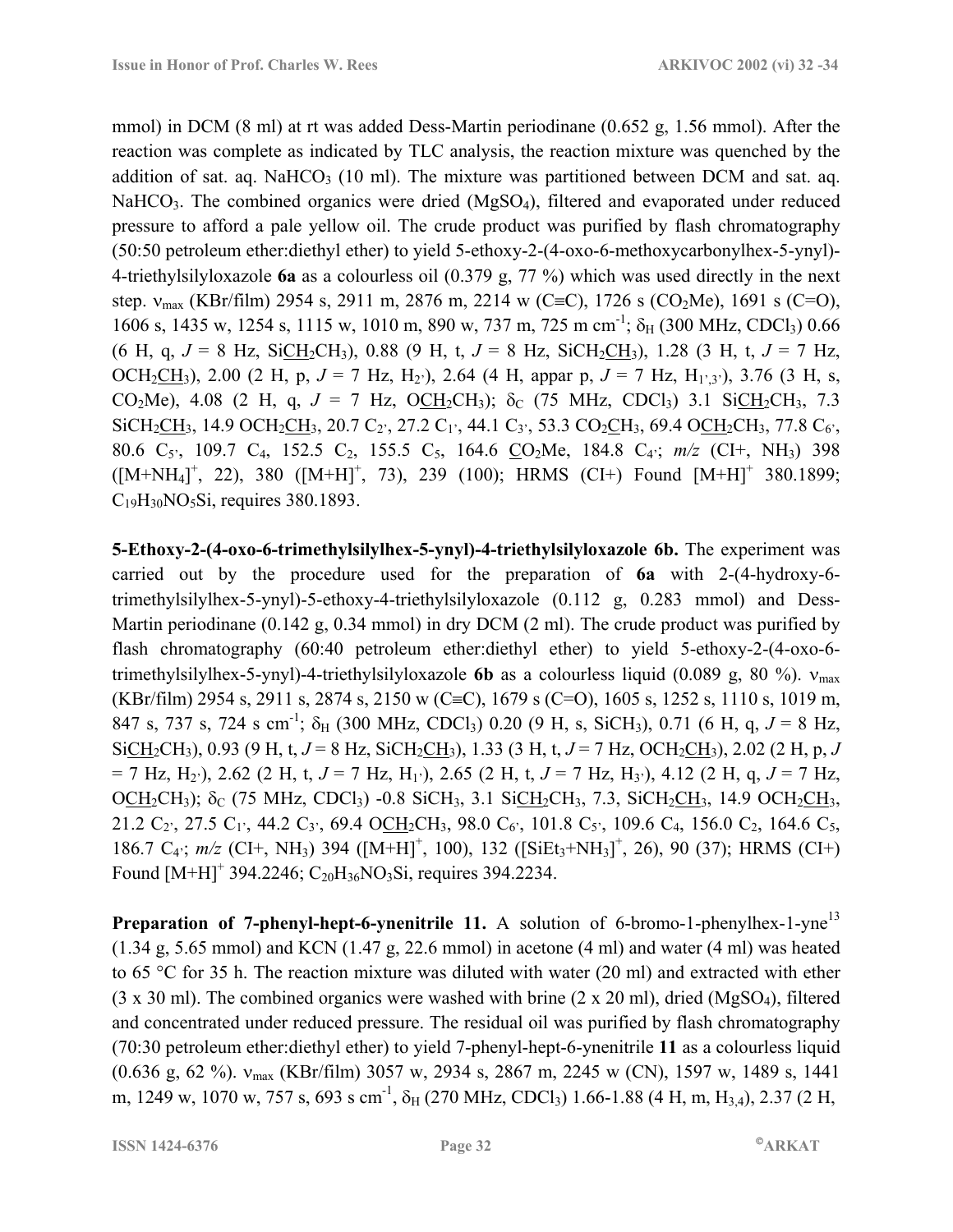mmol) in DCM (8 ml) at rt was added Dess-Martin periodinane (0.652 g, 1.56 mmol). After the reaction was complete as indicated by TLC analysis, the reaction mixture was quenched by the addition of sat. aq. $NaHCO_3$ (10 ml). The mixture was partitioned between DCM and sat. aq. $NaHCO_3$. The combined organics were dried ($MgSO_4$), filtered and evaporated under reduced pressure to afford a pale yellow oil. The crude product was purified by flash chromatography (50:50 petroleum ether:diethyl ether) to yield 5-ethoxy-2-(4-oxo-6-methoxycarbonylhex-5-ynyl)-4-triethylsilyloxazole **6a** as a colourless oil (0.379 g, 77 %) which was used directly in the next step. $\nu_{max}$ (KBr/film) 2954 s, 2911 m, 2876 m, 2214 w (C≡C), 1726 s ($CO_2Me$), 1691 s (C=O), 1606 s, 1435 w, 1254 s, 1115 w, 1010 m, 890 w, 737 m, 725 m $cm^{-1}$; $\delta_H$ (300 MHz, $CDCl_3$) 0.66 (6 H, q, $J$ = 8 Hz, Si<u>CH<sub>2</sub></u>CH<sub>3</sub>), 0.88 (9 H, t, $J$ = 8 Hz, SiCH<sub>2</sub><u>CH<sub>3</sub></u>), 1.28 (3 H, t, $J$ = 7 Hz, OCH<sub>2</sub><u>CH<sub>3</sub></u>), 2.00 (2 H, p, $J$ = 7 Hz, $H_{2'}$), 2.64 (4 H, appar p, $J$ = 7 Hz, $H_{1',3'}$), 3.76 (3 H, s, $CO_2Me$), 4.08 (2 H, q, $J$ = 7 Hz, O<u>CH<sub>2</sub></u>CH<sub>3</sub>); $\delta_C$ (75 MHz, $CDCl_3$) 3.1 Si<u>CH<sub>2</sub></u>CH<sub>3</sub>, 7.3 SiCH<sub>2</sub><u>CH<sub>3</sub></u>, 14.9 OCH<sub>2</sub><u>CH<sub>3</sub></u>, 20.7 $C_{2'}$, 27.2 $C_{1'}$, 44.1 $C_{3'}$, 53.3 CO<sub>2</sub><u>C</u>H<sub>3</sub>, 69.4 O<u>CH<sub>2</sub></u>CH<sub>3</sub>, 77.8 $C_{6'}$, 80.6 $C_{5'}$, 109.7 $C_4$, 152.5 $C_2$, 155.5 $C_5$, 164.6 <u>C</u>O<sub>2</sub>Me, 184.8 $C_{4'}$; *m/z* (CI+, $NH_3$) 398 ($[M+NH_4]^+$, 22), 380 ($[M+H]^+$, 73), 239 (100); HRMS (CI+) Found $[M+H]^+$ 380.1899; $C_{19}H_{30}NO_5Si$, requires 380.1893.

**5-Ethoxy-2-(4-oxo-6-trimethylsilylhex-5-ynyl)-4-triethylsilyloxazole 6b.** The experiment was carried out by the procedure used for the preparation of **6a** with 2-(4-hydroxy-6-trimethylsilylhex-5-ynyl)-5-ethoxy-4-triethylsilyloxazole (0.112 g, 0.283 mmol) and Dess-Martin periodinane (0.142 g, 0.34 mmol) in dry DCM (2 ml). The crude product was purified by flash chromatography (60:40 petroleum ether:diethyl ether) to yield 5-ethoxy-2-(4-oxo-6-trimethylsilylhex-5-ynyl)-4-triethylsilyloxazole **6b** as a colourless liquid (0.089 g, 80 %). $\nu_{max}$ (KBr/film) 2954 s, 2911 s, 2874 s, 2150 w (C≡C), 1679 s (C=O), 1605 s, 1252 s, 1110 s, 1019 m, 847 s, 737 s, 724 s $cm^{-1}$; $\delta_H$ (300 MHz, $CDCl_3$) 0.20 (9 H, s, $SiCH_3$), 0.71 (6 H, q, $J$ = 8 Hz, Si<u>CH<sub>2</sub></u>CH<sub>3</sub>), 0.93 (9 H, t, $J$ = 8 Hz, SiCH<sub>2</sub><u>CH<sub>3</sub></u>), 1.33 (3 H, t, $J$ = 7 Hz, OCH<sub>2</sub><u>CH<sub>3</sub></u>), 2.02 (2 H, p, $J$ = 7 Hz, $H_{2'}$), 2.62 (2 H, t, $J$ = 7 Hz, $H_{1'}$), 2.65 (2 H, t, $J$ = 7 Hz, $H_{3'}$), 4.12 (2 H, q, $J$ = 7 Hz, O<u>CH<sub>2</sub></u>CH<sub>3</sub>); $\delta_C$ (75 MHz, $CDCl_3$) -0.8 $SiCH_3$, 3.1 Si<u>CH<sub>2</sub></u>CH<sub>3</sub>, 7.3, SiCH<sub>2</sub><u>CH<sub>3</sub></u>, 14.9 OCH<sub>2</sub><u>CH<sub>3</sub></u>, 21.2 $C_{2'}$, 27.5 $C_{1'}$, 44.2 $C_{3'}$, 69.4 O<u>CH<sub>2</sub></u>CH<sub>3</sub>, 98.0 $C_{6'}$, 101.8 $C_{5'}$, 109.6 $C_4$, 156.0 $C_2$, 164.6 $C_5$, 186.7 $C_{4'}$; *m/z* (CI+, $NH_3$) 394 ($[M+H]^+$, 100), 132 ($[SiEt_3+NH_3]^+$, 26), 90 (37); HRMS (CI+) Found $[M+H]^+$ 394.2246; $C_{20}H_{36}NO_3Si$, requires 394.2234.

**Preparation of 7-phenyl-hept-6-ynenitrile 11.** A solution of 6-bromo-1-phenylhex-1-yne[13] (1.34 g, 5.65 mmol) and KCN (1.47 g, 22.6 mmol) in acetone (4 ml) and water (4 ml) was heated to 65 °C for 35 h. The reaction mixture was diluted with water (20 ml) and extracted with ether (3 x 30 ml). The combined organics were washed with brine (2 x 20 ml), dried ($MgSO_4$), filtered and concentrated under reduced pressure. The residual oil was purified by flash chromatography (70:30 petroleum ether:diethyl ether) to yield 7-phenyl-hept-6-ynenitrile **11** as a colourless liquid (0.636 g, 62 %). $\nu_{max}$ (KBr/film) 3057 w, 2934 s, 2867 m, 2245 w (CN), 1597 w, 1489 s, 1441 m, 1249 w, 1070 w, 757 s, 693 s $cm^{-1}$, $\delta_H$ (270 MHz, $CDCl_3$) 1.66-1.88 (4 H, m, $H_{3,4}$), 2.37 (2 H,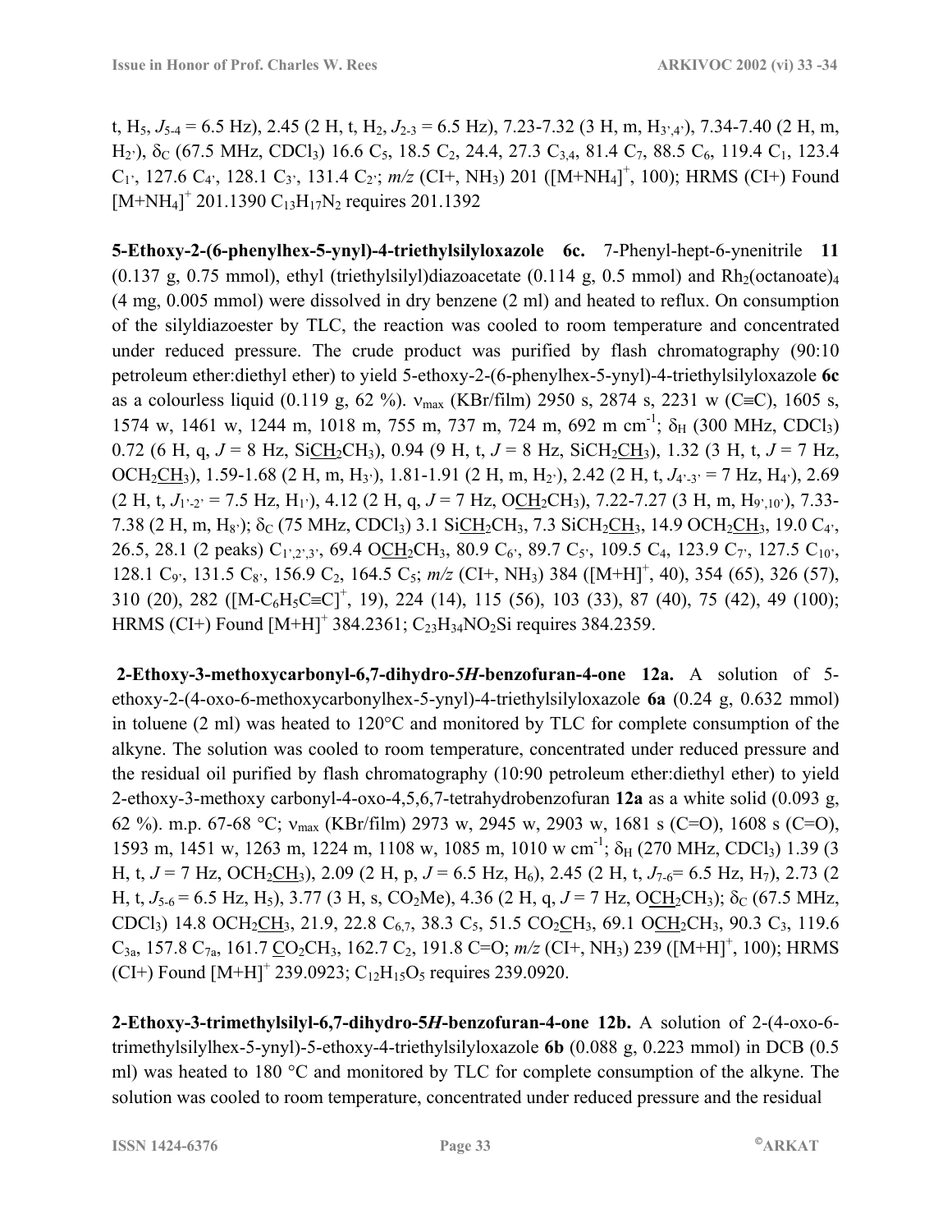t, $H_5$, $J_{5\text{-}4}$ = 6.5 Hz), 2.45 (2 H, t, $H_2$, $J_{2\text{-}3}$ = 6.5 Hz), 7.23-7.32 (3 H, m, $H_{3',4'}$), 7.34-7.40 (2 H, m, $H_{2'}$), $\delta_C$ (67.5 MHz, $CDCl_3$) 16.6 $C_5$, 18.5 $C_2$, 24.4, 27.3 $C_{3,4}$, 81.4 $C_7$, 88.5 $C_6$, 119.4 $C_1$, 123.4 $C_{1'}$, 127.6 $C_{4'}$, 128.1 $C_{3'}$, 131.4 $C_{2'}$; *m/z* (CI+, $NH_3$) 201 ($[M+NH_4]^+$, 100); HRMS (CI+) Found $[M+NH_4]^+$ 201.1390 $C_{13}H_{17}N_2$ requires 201.1392

**5-Ethoxy-2-(6-phenylhex-5-ynyl)-4-triethylsilyloxazole 6c.** 7-Phenyl-hept-6-ynenitrile **11** (0.137 g, 0.75 mmol), ethyl (triethylsilyl)diazoacetate (0.114 g, 0.5 mmol) and $Rh_2(octanoate)_4$ (4 mg, 0.005 mmol) were dissolved in dry benzene (2 ml) and heated to reflux. On consumption of the silyldiazoester by TLC, the reaction was cooled to room temperature and concentrated under reduced pressure. The crude product was purified by flash chromatography (90:10 petroleum ether:diethyl ether) to yield 5-ethoxy-2-(6-phenylhex-5-ynyl)-4-triethylsilyloxazole **6c** as a colourless liquid (0.119 g, 62 %). $\nu_{max}$ (KBr/film) 2950 s, 2874 s, 2231 w (C≡C), 1605 s, 1574 w, 1461 w, 1244 m, 1018 m, 755 m, 737 m, 724 m, 692 m $cm^{-1}$; $\delta_H$ (300 MHz, $CDCl_3$) 0.72 (6 H, q, *J* = 8 Hz, $Si\underline{CH_2}CH_3$), 0.94 (9 H, t, *J* = 8 Hz, $SiCH_2\underline{CH_3}$), 1.32 (3 H, t, *J* = 7 Hz, $OCH_2\underline{CH_3}$), 1.59-1.68 (2 H, m, $H_{3'}$), 1.81-1.91 (2 H, m, $H_{2'}$), 2.42 (2 H, t, $J_{4'\text{-}3'}$ = 7 Hz, $H_{4'}$), 2.69 (2 H, t, $J_{1'\text{-}2'}$ = 7.5 Hz, $H_{1'}$), 4.12 (2 H, q, *J* = 7 Hz, $O\underline{CH_2}CH_3$), 7.22-7.27 (3 H, m, $H_{9',10'}$), 7.33-7.38 (2 H, m, $H_{8'}$); $\delta_C$ (75 MHz, $CDCl_3$) 3.1 $Si\underline{CH_2}CH_3$, 7.3 $SiCH_2\underline{CH_3}$, 14.9 $OCH_2\underline{CH_3}$, 19.0 $C_{4'}$, 26.5, 28.1 (2 peaks) $C_{1',2',3'}$, 69.4 $O\underline{CH_2}CH_3$, 80.9 $C_{6'}$, 89.7 $C_{5'}$, 109.5 $C_4$, 123.9 $C_{7'}$, 127.5 $C_{10'}$, 128.1 $C_{9'}$, 131.5 $C_{8'}$, 156.9 $C_2$, 164.5 $C_5$; *m/z* (CI+, $NH_3$) 384 ($[M+H]^+$, 40), 354 (65), 326 (57), 310 (20), 282 ($[M\text{-}C_6H_5C{\equiv}C]^+$, 19), 224 (14), 115 (56), 103 (33), 87 (40), 75 (42), 49 (100); HRMS (CI+) Found $[M+H]^+$ 384.2361; $C_{23}H_{34}NO_2Si$ requires 384.2359.

**2-Ethoxy-3-methoxycarbonyl-6,7-dihydro-*5H*-benzofuran-4-one 12a.** A solution of 5-ethoxy-2-(4-oxo-6-methoxycarbonylhex-5-ynyl)-4-triethylsilyloxazole **6a** (0.24 g, 0.632 mmol) in toluene (2 ml) was heated to 120°C and monitored by TLC for complete consumption of the alkyne. The solution was cooled to room temperature, concentrated under reduced pressure and the residual oil purified by flash chromatography (10:90 petroleum ether:diethyl ether) to yield 2-ethoxy-3-methoxy carbonyl-4-oxo-4,5,6,7-tetrahydrobenzofuran **12a** as a white solid (0.093 g, 62 %). m.p. 67-68 °C; $\nu_{max}$ (KBr/film) 2973 w, 2945 w, 2903 w, 1681 s (C=O), 1608 s (C=O), 1593 m, 1451 w, 1263 m, 1224 m, 1108 w, 1085 m, 1010 w $cm^{-1}$; $\delta_H$ (270 MHz, $CDCl_3$) 1.39 (3 H, t, *J* = 7 Hz, $OCH_2\underline{CH_3}$), 2.09 (2 H, p, *J* = 6.5 Hz, $H_6$), 2.45 (2 H, t, $J_{7\text{-}6}$= 6.5 Hz, $H_7$), 2.73 (2 H, t, $J_{5\text{-}6}$ = 6.5 Hz, $H_5$), 3.77 (3 H, s, $CO_2Me$), 4.36 (2 H, q, *J* = 7 Hz, $O\underline{CH_2}CH_3$); $\delta_C$ (67.5 MHz, $CDCl_3$) 14.8 $OCH_2\underline{CH_3}$, 21.9, 22.8 $C_{6,7}$, 38.3 $C_5$, 51.5 $CO_2\underline{C}H_3$, 69.1 $O\underline{CH_2}CH_3$, 90.3 $C_3$, 119.6 $C_{3a}$, 157.8 $C_{7a}$, 161.7 $\underline{C}O_2CH_3$, 162.7 $C_2$, 191.8 C=O; *m/z* (CI+, $NH_3$) 239 ($[M+H]^+$, 100); HRMS (CI+) Found $[M+H]^+$ 239.0923; $C_{12}H_{15}O_5$ requires 239.0920.

**2-Ethoxy-3-trimethylsilyl-6,7-dihydro-5*H*-benzofuran-4-one 12b.** A solution of 2-(4-oxo-6-trimethylsilylhex-5-ynyl)-5-ethoxy-4-triethylsilyloxazole **6b** (0.088 g, 0.223 mmol) in DCB (0.5 ml) was heated to 180 °C and monitored by TLC for complete consumption of the alkyne. The solution was cooled to room temperature, concentrated under reduced pressure and the residual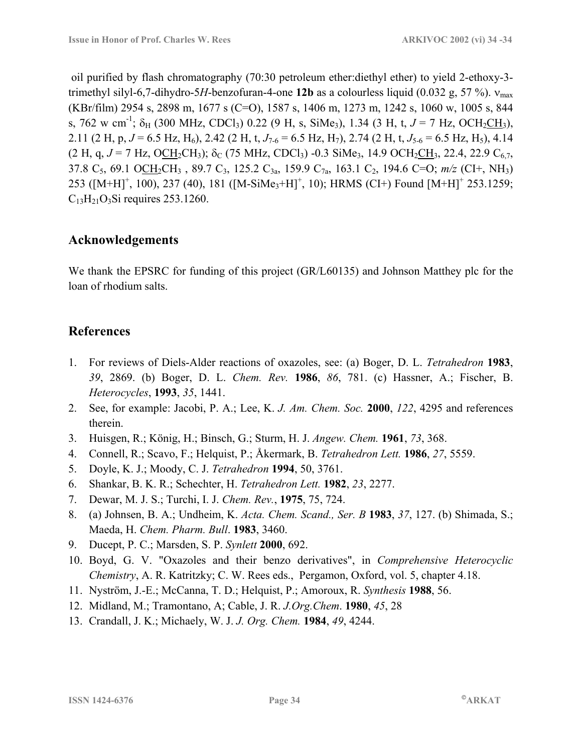oil purified by flash chromatography (70:30 petroleum ether:diethyl ether) to yield 2-ethoxy-3-trimethyl silyl-6,7-dihydro-5*H*-benzofuran-4-one **12b** as a colourless liquid (0.032 g, 57 %). $\nu_{max}$ (KBr/film) 2954 s, 2898 m, 1677 s (C=O), 1587 s, 1406 m, 1273 m, 1242 s, 1060 w, 1005 s, 844 s, 762 w cm$^{-1}$; $\delta_H$ (300 MHz, $CDCl_3$) 0.22 (9 H, s, $SiMe_3$), 1.34 (3 H, t, $J$ = 7 Hz, $OCH_2\underline{CH_3}$), 2.11 (2 H, p, $J$ = 6.5 Hz, $H_6$), 2.42 (2 H, t, $J_{7\text{-}6}$ = 6.5 Hz, $H_7$), 2.74 (2 H, t, $J_{5\text{-}6}$ = 6.5 Hz, $H_5$), 4.14 (2 H, q, $J$ = 7 Hz, $O\underline{CH_2}CH_3$); $\delta_C$ (75 MHz, $CDCl_3$) -0.3 $SiMe_3$, 14.9 $OCH_2\underline{CH_3}$, 22.4, 22.9 $C_{6,7}$, 37.8 $C_5$, 69.1 $O\underline{CH_2}CH_3$ , 89.7 $C_3$, 125.2 $C_{3a}$, 159.9 $C_{7a}$, 163.1 $C_2$, 194.6 C=O; *m/z* (CI+, $NH_3$) 253 ($[M+H]^+$, 100), 237 (40), 181 ($[M\text{-}SiMe_3+H]^+$, 10); HRMS (CI+) Found $[M+H]^+$ 253.1259; $C_{13}H_{21}O_3Si$ requires 253.1260.

## Acknowledgements

We thank the EPSRC for funding of this project (GR/L60135) and Johnson Matthey plc for the loan of rhodium salts.

## References

1. For reviews of Diels-Alder reactions of oxazoles, see: (a) Boger, D. L. *Tetrahedron* **1983**, *39*, 2869. (b) Boger, D. L. *Chem. Rev.* **1986**, *86*, 781. (c) Hassner, A.; Fischer, B. *Heterocycles*, **1993**, *35*, 1441.
2. See, for example: Jacobi, P. A.; Lee, K. *J. Am. Chem. Soc.* **2000**, *122*, 4295 and references therein.
3. Huisgen, R.; König, H.; Binsch, G.; Sturm, H. J. *Angew. Chem.* **1961**, *73*, 368.
4. Connell, R.; Scavo, F.; Helquist, P.; Åkermark, B. *Tetrahedron Lett.* **1986**, *27*, 5559.
5. Doyle, K. J.; Moody, C. J. *Tetrahedron* **1994**, 50, 3761.
6. Shankar, B. K. R.; Schechter, H. *Tetrahedron Lett.* **1982**, *23*, 2277.
7. Dewar, M. J. S.; Turchi, I. J. *Chem. Rev.*, **1975**, 75, 724.
8. (a) Johnsen, B. A.; Undheim, K. *Acta. Chem. Scand., Ser. B* **1983**, *37*, 127. (b) Shimada, S.; Maeda, H. *Chem. Pharm. Bull*. **1983**, 3460.
9. Ducept, P. C.; Marsden, S. P. *Synlett* **2000**, 692.
10. Boyd, G. V. "Oxazoles and their benzo derivatives", in *Comprehensive Heterocyclic Chemistry*, A. R. Katritzky; C. W. Rees eds., Pergamon, Oxford, vol. 5, chapter 4.18.
11. Nyström, J.-E.; McCanna, T. D.; Helquist, P.; Amoroux, R. *Synthesis* **1988**, 56.
12. Midland, M.; Tramontano, A; Cable, J. R. *J.Org.Chem*. **1980**, *45*, 28
13. Crandall, J. K.; Michaely, W. J. *J. Org. Chem.* **1984**, *49*, 4244.